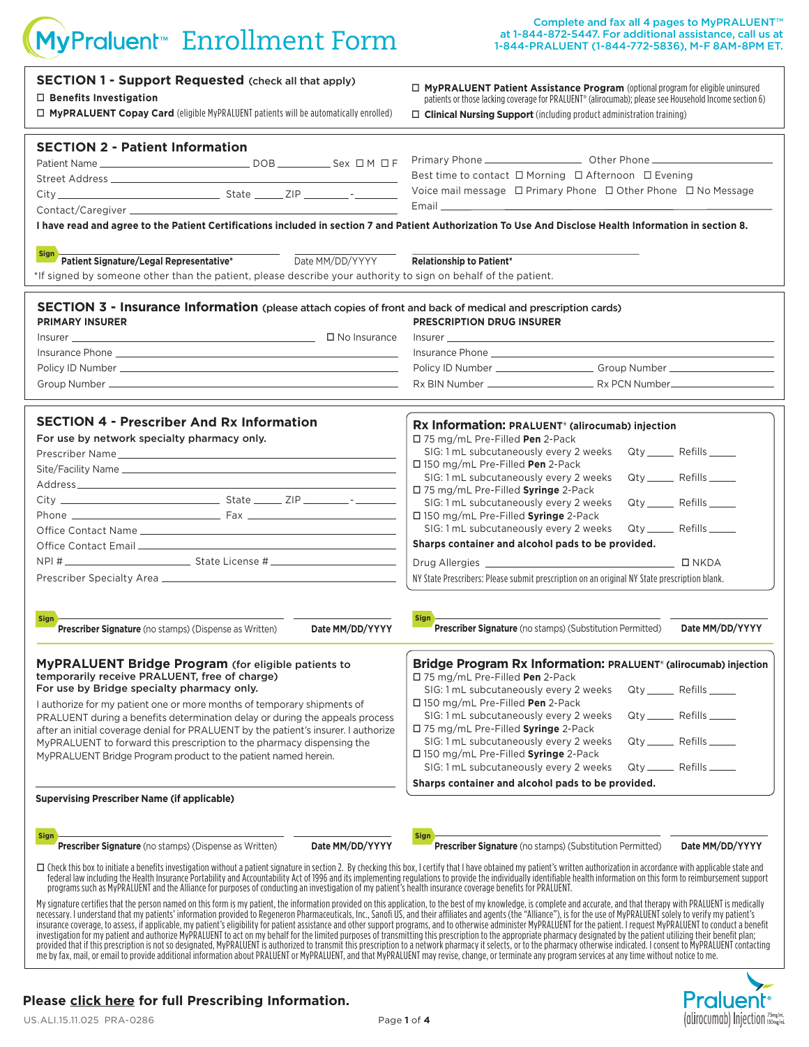# MyPraluent™ Enrollment Form

**Complete and fax all 4 pages to MyPRALUENT™ at 1-844-872-5447. For additional assistance, call us at 1-844-PRALUENT (1-844-772-5836), M-F 8AM-8PM ET.**

## SECTION 1 - Support Requested (check all that apply)

☐ **Benefits Investigation**

☐ **MyPRALUENT Copay Card** (eligible MyPRALUENT patients will be automatically enrolled)

☐ **MyPRALUENT Patient Assistance Program** (optional program for eligible uninsured patients or those lacking coverage for PRALUENT® (alirocumab); please see Household Income section 6)

☐ **Clinical Nursing Support** (including product administration training)

## SECTION 2 - Patient Information

Patient Name ____________ DOB ________ Sex ☐ M ☐ F

Street Address ____________

City ____________ State _____ ZIP ________-______

Contact/Caregiver ____________

Primary Phone ____________ Other Phone ____________

Best time to contact ☐ Morning ☐ Afternoon ☐ Evening

Voice mail message ☐ Primary Phone ☐ Other Phone ☐ No Message

Email ____________

**I have read and agree to the Patient Certifications included in section 7 and Patient Authorization To Use And Disclose Health Information in section 8.**

Sign **Patient Signature/Legal Representative*** ____________ Date MM/DD/YYYY ____________ **Relationship to Patient*** ____________

*If signed by someone other than the patient, please describe your authority to sign on behalf of the patient.

## SECTION 3 - Insurance Information (please attach copies of front and back of medical and prescription cards)

**PRIMARY INSURER**

Insurer ____________ ☐ No Insurance

Insurance Phone ____________

Policy ID Number ____________

Group Number ____________

**PRESCRIPTION DRUG INSURER**

Insurer ____________

Insurance Phone ____________

Policy ID Number ____________ Group Number ____________

Rx BIN Number ____________ Rx PCN Number ____________

## SECTION 4 - Prescriber And Rx Information

**For use by network specialty pharmacy only.**

Prescriber Name ____________

Site/Facility Name ____________

Address ____________

City ____________ State _____ ZIP ________-______

Phone ____________ Fax ____________

Office Contact Name ____________

Office Contact Email ____________

NPI # ____________ State License # ____________

Prescriber Specialty Area ____________

### Rx Information: PRALUENT® (alirocumab) injection

☐ 75 mg/mL Pre-Filled **Pen** 2-Pack
SIG: 1 mL subcutaneously every 2 weeks Qty _____ Refills _____

☐ 150 mg/mL Pre-Filled **Pen** 2-Pack
SIG: 1 mL subcutaneously every 2 weeks Qty _____ Refills _____

☐ 75 mg/mL Pre-Filled **Syringe** 2-Pack
SIG: 1 mL subcutaneously every 2 weeks Qty _____ Refills _____

☐ 150 mg/mL Pre-Filled **Syringe** 2-Pack
SIG: 1 mL subcutaneously every 2 weeks Qty _____ Refills _____

**Sharps container and alcohol pads to be provided.**

Drug Allergies ____________ ☐ NKDA

NY State Prescribers: Please submit prescription on an original NY State prescription blank.

Sign **Prescriber Signature** (no stamps) (Dispense as Written) ____________ **Date MM/DD/YYYY** ____________

Sign **Prescriber Signature** (no stamps) (Substitution Permitted) ____________ **Date MM/DD/YYYY** ____________

## MyPRALUENT Bridge Program (for eligible patients to temporarily receive PRALUENT, free of charge)

**For use by Bridge specialty pharmacy only.**

I authorize for my patient one or more months of temporary shipments of PRALUENT during a benefits determination delay or during the appeals process after an initial coverage denial for PRALUENT by the patient's insurer. I authorize MyPRALUENT to forward this prescription to the pharmacy dispensing the MyPRALUENT Bridge Program product to the patient named herein.

____________
**Supervising Prescriber Name (if applicable)**

### Bridge Program Rx Information: PRALUENT® (alirocumab) injection

☐ 75 mg/mL Pre-Filled **Pen** 2-Pack
SIG: 1 mL subcutaneously every 2 weeks Qty _____ Refills _____

☐ 150 mg/mL Pre-Filled **Pen** 2-Pack
SIG: 1 mL subcutaneously every 2 weeks Qty _____ Refills _____

☐ 75 mg/mL Pre-Filled **Syringe** 2-Pack
SIG: 1 mL subcutaneously every 2 weeks Qty _____ Refills _____

☐ 150 mg/mL Pre-Filled **Syringe** 2-Pack
SIG: 1 mL subcutaneously every 2 weeks Qty _____ Refills _____

**Sharps container and alcohol pads to be provided.**

Sign **Prescriber Signature** (no stamps) (Dispense as Written) ____________ **Date MM/DD/YYYY** ____________

Sign **Prescriber Signature** (no stamps) (Substitution Permitted) ____________ **Date MM/DD/YYYY** ____________

☐ Check this box to initiate a benefits investigation without a patient signature in section 2. By checking this box, I certify that I have obtained my patient's written authorization in accordance with applicable state and federal law including the Health Insurance Portability and Accountability Act of 1996 and its implementing regulations to provide the individually identifiable health information on this form to reimbursement support programs such as MyPRALUENT and the Alliance for purposes of conducting an investigation of my patient's health insurance coverage benefits for PRALUENT.

My signature certifies that the person named on this form is my patient, the information provided on this application, to the best of my knowledge, is complete and accurate, and that therapy with PRALUENT is medically necessary. I understand that my patients' information provided to Regeneron Pharmaceuticals, Inc., Sanofi US, and their affiliates and agents (the "Alliance"), is for the use of MyPRALUENT solely to verify my patient's insurance coverage, to assess, if applicable, my patient's eligibility for patient assistance and other support programs, and to otherwise administer MyPRALUENT for the patient. I request MyPRALUENT to conduct a benefit investigation for my patient and authorize MyPRALUENT to act on my behalf for the limited purposes of transmitting this prescription to the appropriate pharmacy designated by the patient utilizing their benefit plan; provided that if this prescription is not so designated, MyPRALUENT is authorized to transmit this prescription to a network pharmacy it selects, or to the pharmacy otherwise indicated. I consent to MyPRALUENT contacting me by fax, mail, or email to provide additional information about PRALUENT or MyPRALUENT, and that MyPRALUENT may revise, change, or terminate any program services at any time without notice to me.

**Please click here for full Prescribing Information.**

US.ALI.15.11.025 PRA-0286

Praluent® (alirocumab) Injection 75mg/mL 150mg/mL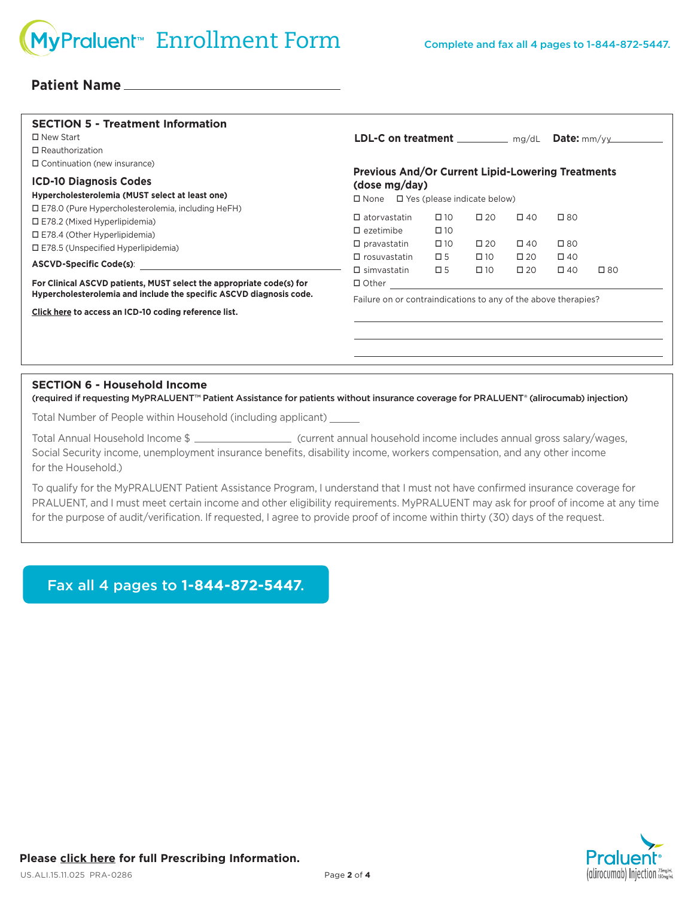# MyPraluent™ Enrollment Form

Complete and fax all 4 pages to 1-844-872-5447.

**Patient Name** ______________________________

## SECTION 5 - Treatment Information

☐ New Start
☐ Reauthorization
☐ Continuation (new insurance)

### ICD-10 Diagnosis Codes

**Hypercholesterolemia (MUST select at least one)**

☐ E78.0 (Pure Hypercholesterolemia, including HeFH)
☐ E78.2 (Mixed Hyperlipidemia)
☐ E78.4 (Other Hyperlipidemia)
☐ E78.5 (Unspecified Hyperlipidemia)

**ASCVD-Specific Code(s)**: ______________________________

**For Clinical ASCVD patients, MUST select the appropriate code(s) for Hypercholesterolemia and include the specific ASCVD diagnosis code.**

**Click here to access an ICD-10 coding reference list.**

**LDL-C on treatment** __________ mg/dL **Date:** mm/yy__________

**Previous And/Or Current Lipid-Lowering Treatments (dose mg/day)**

☐ None ☐ Yes (please indicate below)

| | | | | | |
|---|---|---|---|---|---|
| ☐ atorvastatin | ☐ 10 | ☐ 20 | ☐ 40 | ☐ 80 | |
| ☐ ezetimibe | ☐ 10 | | | | |
| ☐ pravastatin | ☐ 10 | ☐ 20 | ☐ 40 | ☐ 80 | |
| ☐ rosuvastatin | ☐ 5 | ☐ 10 | ☐ 20 | ☐ 40 | |
| ☐ simvastatin | ☐ 5 | ☐ 10 | ☐ 20 | ☐ 40 | ☐ 80 |

☐ Other ______________________________

Failure on or contraindications to any of the above therapies?

______________________________

______________________________

______________________________

## SECTION 6 - Household Income

**(required if requesting MyPRALUENT™ Patient Assistance for patients without insurance coverage for PRALUENT® (alirocumab) injection)**

Total Number of People within Household (including applicant) ______

Total Annual Household Income $ ________________ (current annual household income includes annual gross salary/wages, Social Security income, unemployment insurance benefits, disability income, workers compensation, and any other income for the Household.)

To qualify for the MyPRALUENT Patient Assistance Program, I understand that I must not have confirmed insurance coverage for PRALUENT, and I must meet certain income and other eligibility requirements. MyPRALUENT may ask for proof of income at any time for the purpose of audit/verification. If requested, I agree to provide proof of income within thirty (30) days of the request.

Fax all 4 pages to **1-844-872-5447**.

**Please click here for full Prescribing Information.**

US.ALI.15.11.025 PRA-0286

Praluent® (alirocumab) Injection 75mg/mL 150mg/mL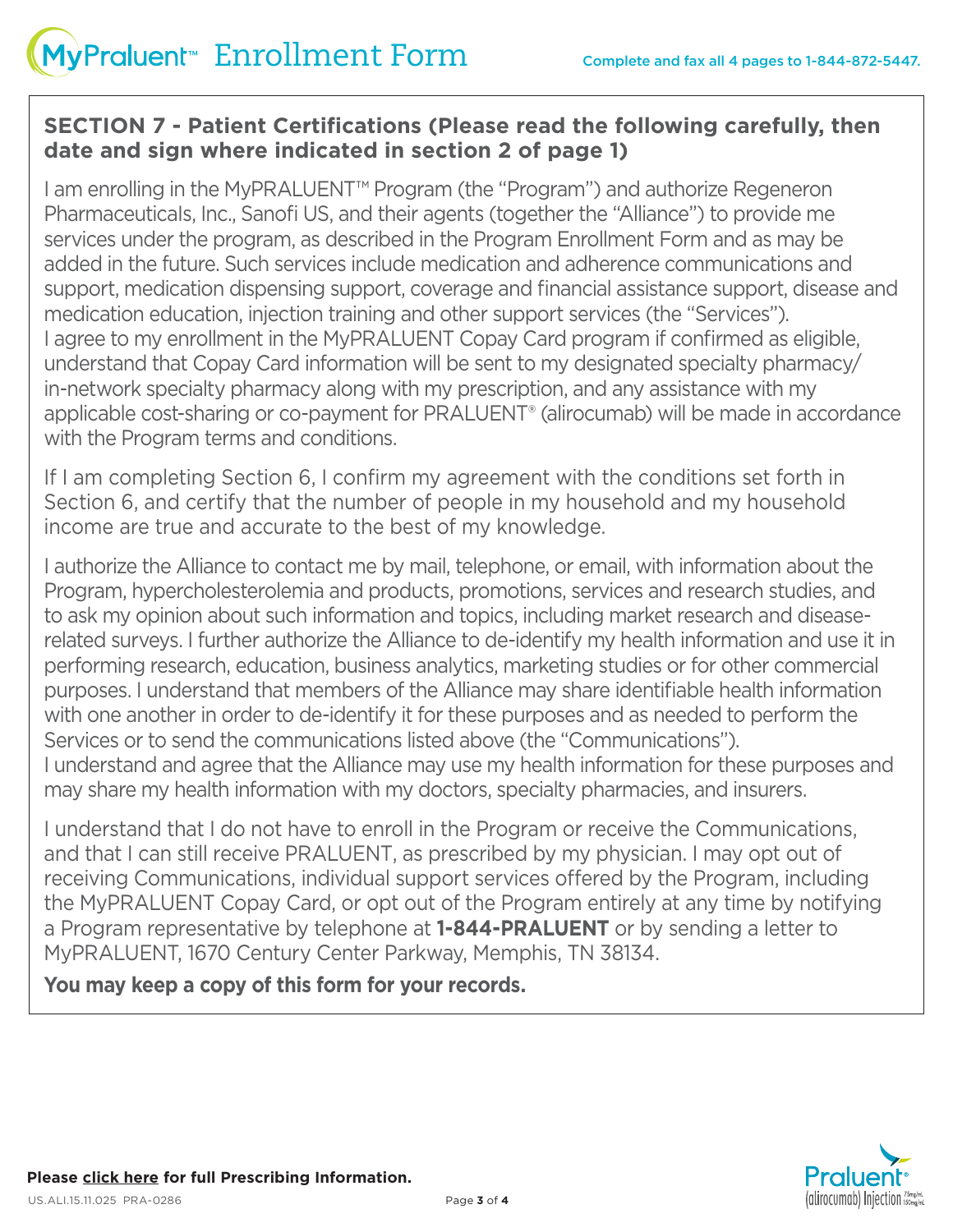## SECTION 7 - Patient Certifications (Please read the following carefully, then date and sign where indicated in section 2 of page 1)

I am enrolling in the MyPRALUENT™ Program (the "Program") and authorize Regeneron Pharmaceuticals, Inc., Sanofi US, and their agents (together the "Alliance") to provide me services under the program, as described in the Program Enrollment Form and as may be added in the future. Such services include medication and adherence communications and support, medication dispensing support, coverage and financial assistance support, disease and medication education, injection training and other support services (the "Services"). I agree to my enrollment in the MyPRALUENT Copay Card program if confirmed as eligible, understand that Copay Card information will be sent to my designated specialty pharmacy/ in-network specialty pharmacy along with my prescription, and any assistance with my applicable cost-sharing or co-payment for PRALUENT® (alirocumab) will be made in accordance with the Program terms and conditions.

If I am completing Section 6, I confirm my agreement with the conditions set forth in Section 6, and certify that the number of people in my household and my household income are true and accurate to the best of my knowledge.

I authorize the Alliance to contact me by mail, telephone, or email, with information about the Program, hypercholesterolemia and products, promotions, services and research studies, and to ask my opinion about such information and topics, including market research and disease-related surveys. I further authorize the Alliance to de-identify my health information and use it in performing research, education, business analytics, marketing studies or for other commercial purposes. I understand that members of the Alliance may share identifiable health information with one another in order to de-identify it for these purposes and as needed to perform the Services or to send the communications listed above (the "Communications"). I understand and agree that the Alliance may use my health information for these purposes and may share my health information with my doctors, specialty pharmacies, and insurers.

I understand that I do not have to enroll in the Program or receive the Communications, and that I can still receive PRALUENT, as prescribed by my physician. I may opt out of receiving Communications, individual support services offered by the Program, including the MyPRALUENT Copay Card, or opt out of the Program entirely at any time by notifying a Program representative by telephone at **1-844-PRALUENT** or by sending a letter to MyPRALUENT, 1670 Century Center Parkway, Memphis, TN 38134.

**You may keep a copy of this form for your records.**

**Please click here for full Prescribing Information.**

US.ALI.15.11.025 PRA-0286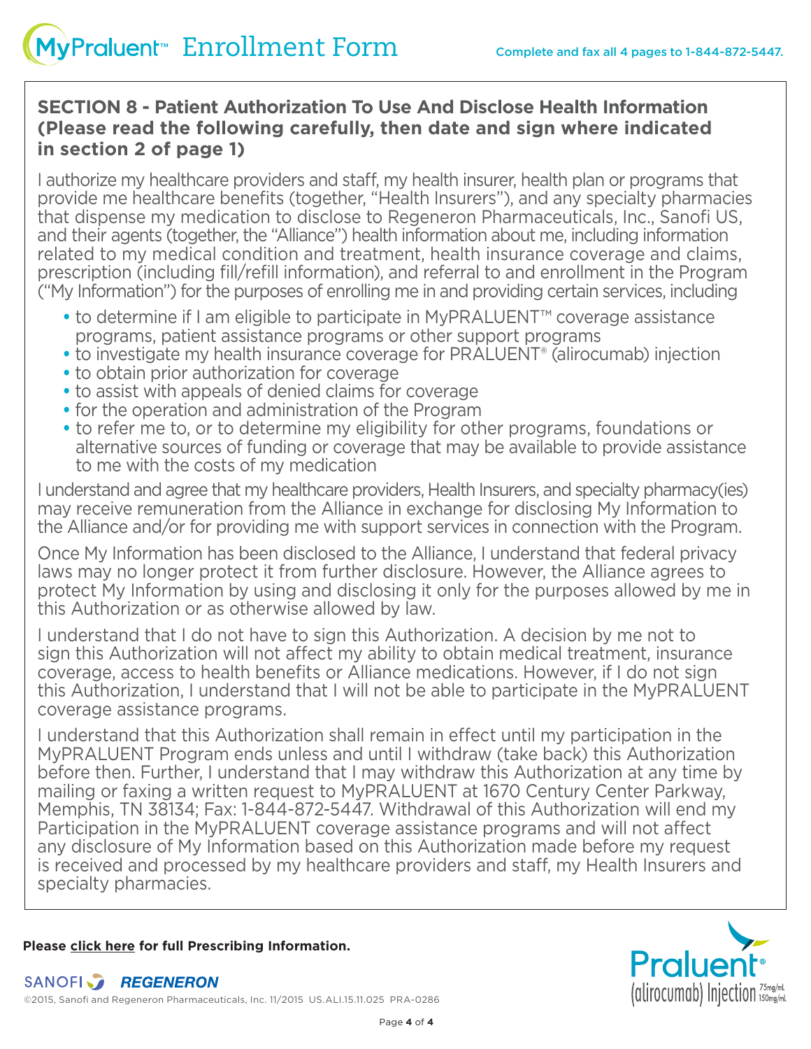# MyPraluent™ Enrollment Form

Complete and fax all 4 pages to 1-844-872-5447.

## SECTION 8 - Patient Authorization To Use And Disclose Health Information (Please read the following carefully, then date and sign where indicated in section 2 of page 1)

I authorize my healthcare providers and staff, my health insurer, health plan or programs that provide me healthcare benefits (together, "Health Insurers"), and any specialty pharmacies that dispense my medication to disclose to Regeneron Pharmaceuticals, Inc., Sanofi US, and their agents (together, the "Alliance") health information about me, including information related to my medical condition and treatment, health insurance coverage and claims, prescription (including fill/refill information), and referral to and enrollment in the Program ("My Information") for the purposes of enrolling me in and providing certain services, including

- to determine if I am eligible to participate in MyPRALUENT™ coverage assistance programs, patient assistance programs or other support programs
- to investigate my health insurance coverage for PRALUENT® (alirocumab) injection
- to obtain prior authorization for coverage
- to assist with appeals of denied claims for coverage
- for the operation and administration of the Program
- to refer me to, or to determine my eligibility for other programs, foundations or alternative sources of funding or coverage that may be available to provide assistance to me with the costs of my medication

I understand and agree that my healthcare providers, Health Insurers, and specialty pharmacy(ies) may receive remuneration from the Alliance in exchange for disclosing My Information to the Alliance and/or for providing me with support services in connection with the Program.

Once My Information has been disclosed to the Alliance, I understand that federal privacy laws may no longer protect it from further disclosure. However, the Alliance agrees to protect My Information by using and disclosing it only for the purposes allowed by me in this Authorization or as otherwise allowed by law.

I understand that I do not have to sign this Authorization. A decision by me not to sign this Authorization will not affect my ability to obtain medical treatment, insurance coverage, access to health benefits or Alliance medications. However, if I do not sign this Authorization, I understand that I will not be able to participate in the MyPRALUENT coverage assistance programs.

I understand that this Authorization shall remain in effect until my participation in the MyPRALUENT Program ends unless and until I withdraw (take back) this Authorization before then. Further, I understand that I may withdraw this Authorization at any time by mailing or faxing a written request to MyPRALUENT at 1670 Century Center Parkway, Memphis, TN 38134; Fax: 1-844-872-5447. Withdrawal of this Authorization will end my Participation in the MyPRALUENT coverage assistance programs and will not affect any disclosure of My Information based on this Authorization made before my request is received and processed by my healthcare providers and staff, my Health Insurers and specialty pharmacies.

**Please click here for full Prescribing Information.**

SANOFI REGENERON

©2015, Sanofi and Regeneron Pharmaceuticals, Inc. 11/2015 US.ALI.15.11.025 PRA-0286

Praluent® (alirocumab) Injection 75mg/mL 150mg/mL